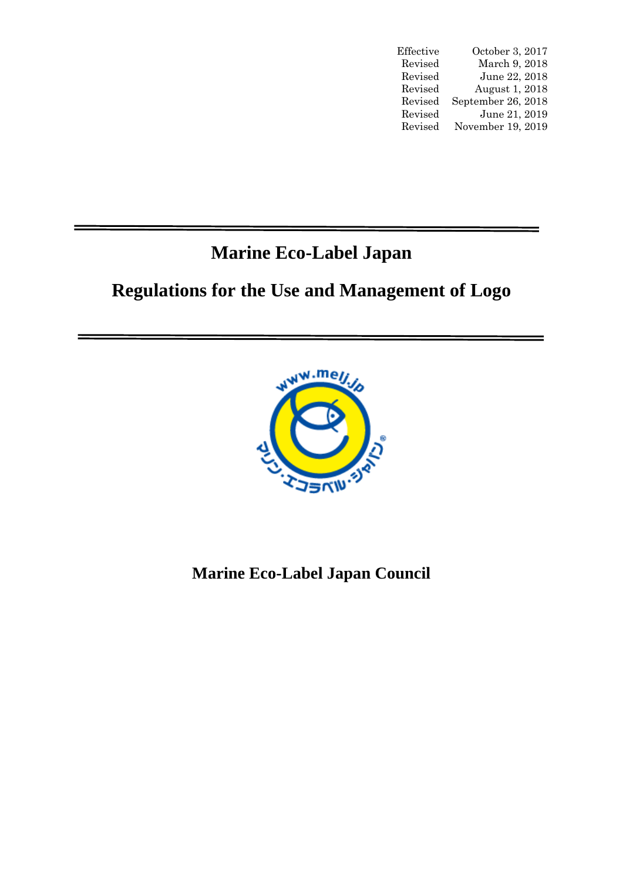| | |
|---|---|
| Effective | October 3, 2017 |
| Revised | March 9, 2018 |
| Revised | June 22, 2018 |
| Revised | August 1, 2018 |
| Revised | September 26, 2018 |
| Revised | June 21, 2019 |
| Revised | November 19, 2019 |

# Marine Eco-Label Japan

# Regulations for the Use and Management of Logo

**Marine Eco-Label Japan Council**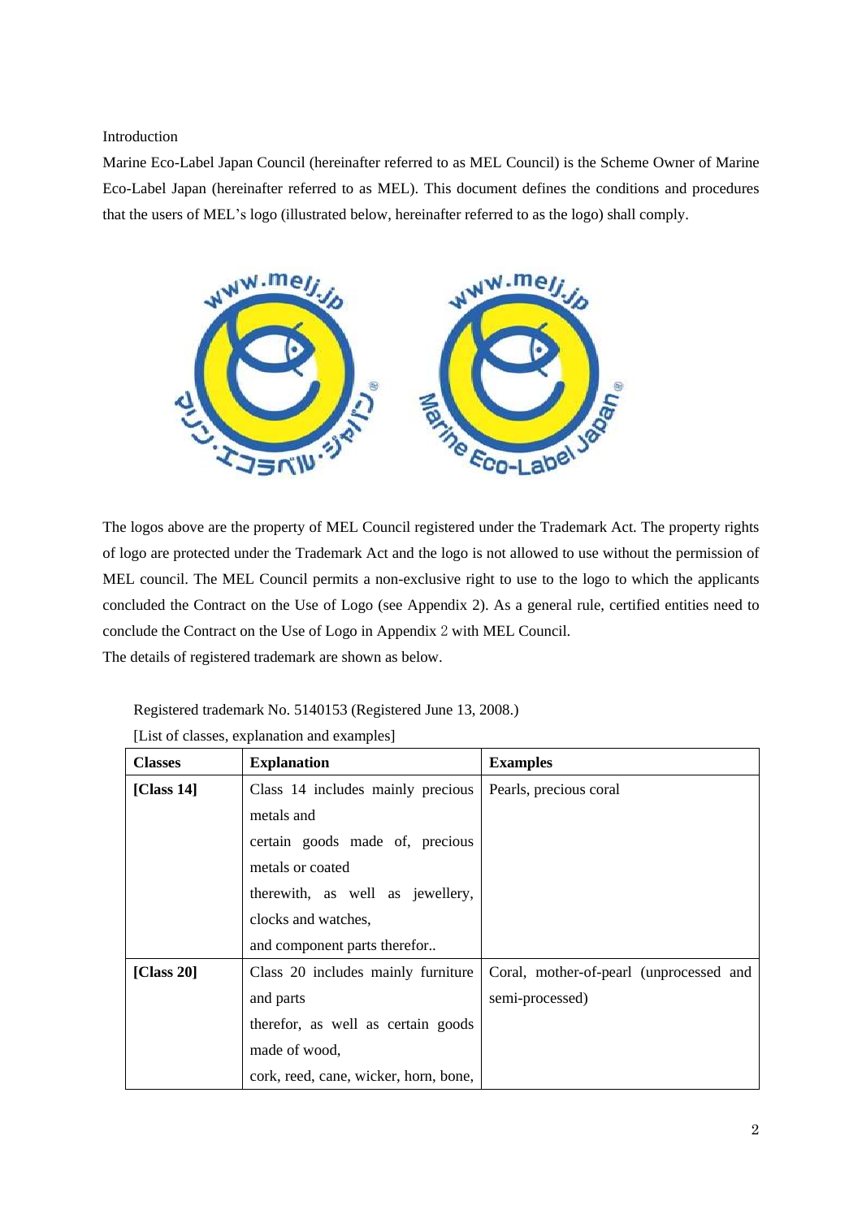Introduction

Marine Eco-Label Japan Council (hereinafter referred to as MEL Council) is the Scheme Owner of Marine Eco-Label Japan (hereinafter referred to as MEL). This document defines the conditions and procedures that the users of MEL's logo (illustrated below, hereinafter referred to as the logo) shall comply.

The logos above are the property of MEL Council registered under the Trademark Act. The property rights of logo are protected under the Trademark Act and the logo is not allowed to use without the permission of MEL council. The MEL Council permits a non-exclusive right to use to the logo to which the applicants concluded the Contract on the Use of Logo (see Appendix 2). As a general rule, certified entities need to conclude the Contract on the Use of Logo in Appendix 2 with MEL Council.

The details of registered trademark are shown as below.

Registered trademark No. 5140153 (Registered June 13, 2008.)

[List of classes, explanation and examples]

| Classes | Explanation | Examples |
|---|---|---|
| **[Class 14]** | Class 14 includes mainly precious metals and certain goods made of, precious metals or coated therewith, as well as jewellery, clocks and watches, and component parts therefor.. | Pearls, precious coral |
| **[Class 20]** | Class 20 includes mainly furniture and parts therefor, as well as certain goods made of wood, cork, reed, cane, wicker, horn, bone, | Coral, mother-of-pearl (unprocessed and semi-processed) |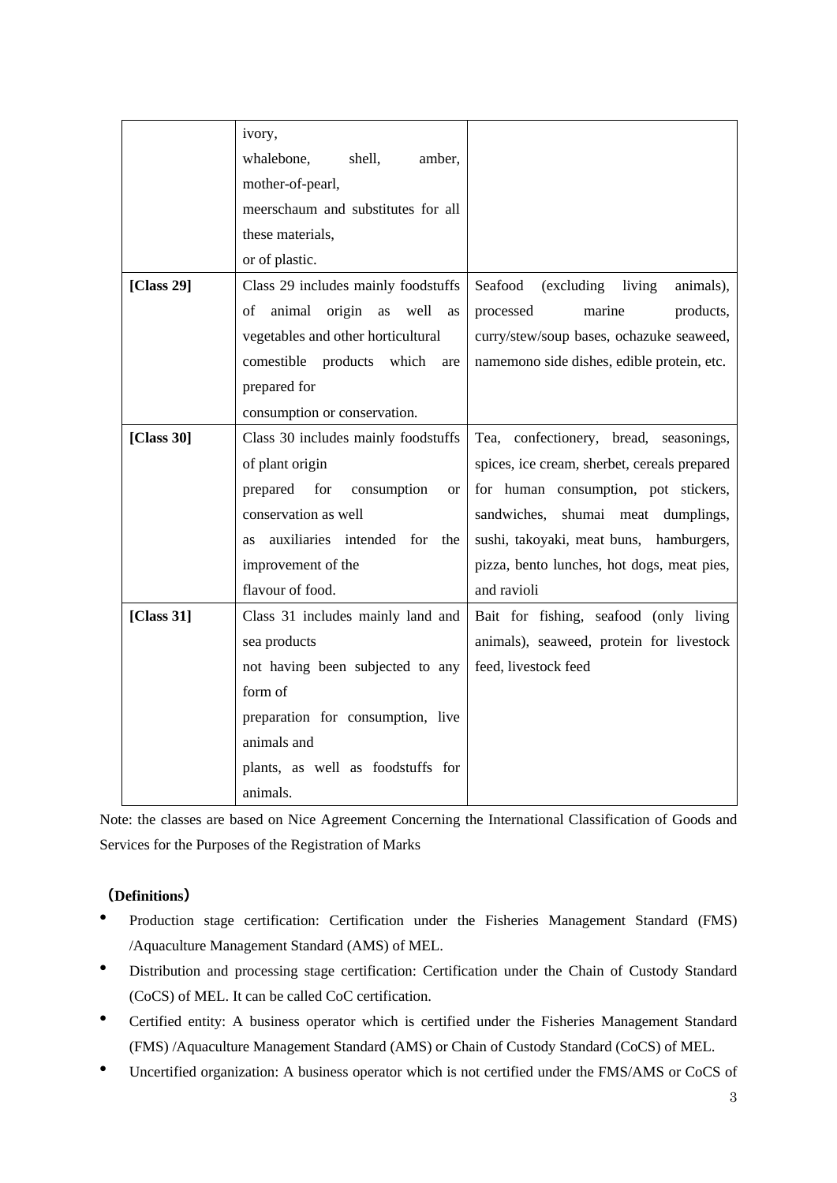| | ivory, whalebone, shell, amber, mother-of-pearl, meerschaum and substitutes for all these materials, or of plastic. | |
|---|---|---|
| [Class 29] | Class 29 includes mainly foodstuffs of animal origin as well as vegetables and other horticultural comestible products which are prepared for consumption or conservation. | Seafood (excluding living animals), processed marine products, curry/stew/soup bases, ochazuke seaweed, namemono side dishes, edible protein, etc. |
| [Class 30] | Class 30 includes mainly foodstuffs of plant origin prepared for consumption or conservation as well as auxiliaries intended for the improvement of the flavour of food. | Tea, confectionery, bread, seasonings, spices, ice cream, sherbet, cereals prepared for human consumption, pot stickers, sandwiches, shumai meat dumplings, sushi, takoyaki, meat buns, hamburgers, pizza, bento lunches, hot dogs, meat pies, and ravioli |
| [Class 31] | Class 31 includes mainly land and sea products not having been subjected to any form of preparation for consumption, live animals and plants, as well as foodstuffs for animals. | Bait for fishing, seafood (only living animals), seaweed, protein for livestock feed, livestock feed |

Note: the classes are based on Nice Agreement Concerning the International Classification of Goods and Services for the Purposes of the Registration of Marks

**（Definitions）**

- Production stage certification: Certification under the Fisheries Management Standard (FMS) /Aquaculture Management Standard (AMS) of MEL.
- Distribution and processing stage certification: Certification under the Chain of Custody Standard (CoCS) of MEL. It can be called CoC certification.
- Certified entity: A business operator which is certified under the Fisheries Management Standard (FMS) /Aquaculture Management Standard (AMS) or Chain of Custody Standard (CoCS) of MEL.
- Uncertified organization: A business operator which is not certified under the FMS/AMS or CoCS of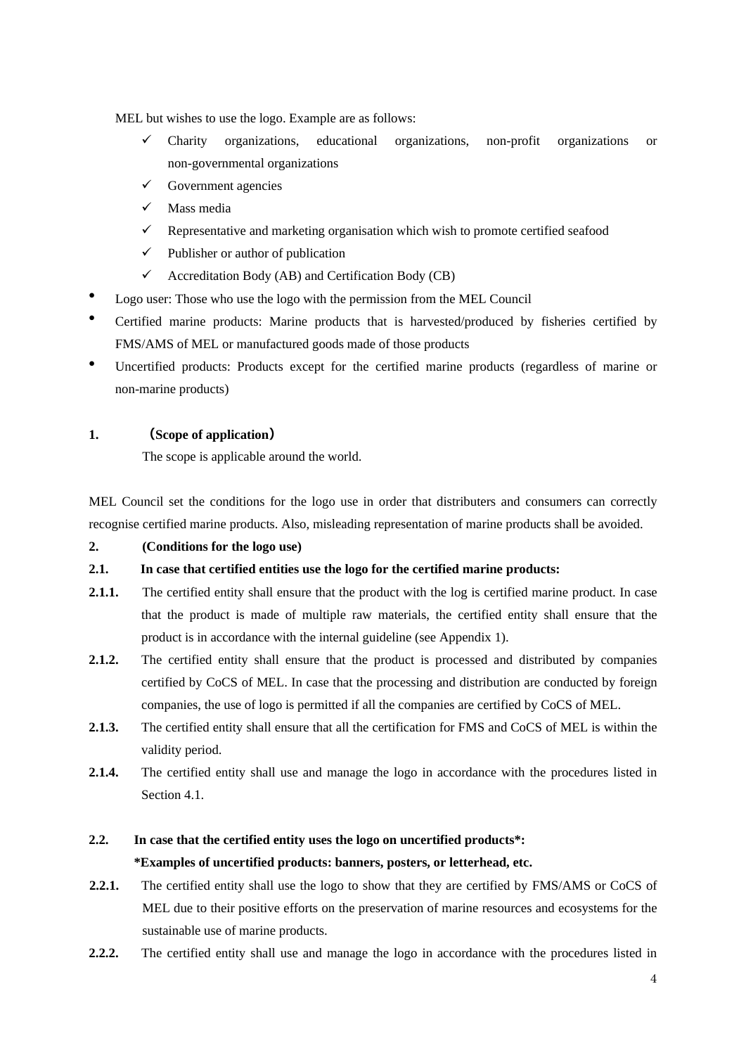MEL but wishes to use the logo. Example are as follows:

  - ✓ Charity organizations, educational organizations, non-profit organizations or non-governmental organizations
  - ✓ Government agencies
  - ✓ Mass media
  - ✓ Representative and marketing organisation which wish to promote certified seafood
  - ✓ Publisher or author of publication
  - ✓ Accreditation Body (AB) and Certification Body (CB)

- Logo user: Those who use the logo with the permission from the MEL Council
- Certified marine products: Marine products that is harvested/produced by fisheries certified by FMS/AMS of MEL or manufactured goods made of those products
- Uncertified products: Products except for the certified marine products (regardless of marine or non-marine products)

**1. （Scope of application）**

The scope is applicable around the world.

MEL Council set the conditions for the logo use in order that distributers and consumers can correctly recognise certified marine products. Also, misleading representation of marine products shall be avoided.

**2. (Conditions for the logo use)**

**2.1. In case that certified entities use the logo for the certified marine products:**

**2.1.1.** The certified entity shall ensure that the product with the log is certified marine product. In case that the product is made of multiple raw materials, the certified entity shall ensure that the product is in accordance with the internal guideline (see Appendix 1).

**2.1.2.** The certified entity shall ensure that the product is processed and distributed by companies certified by CoCS of MEL. In case that the processing and distribution are conducted by foreign companies, the use of logo is permitted if all the companies are certified by CoCS of MEL.

**2.1.3.** The certified entity shall ensure that all the certification for FMS and CoCS of MEL is within the validity period.

**2.1.4.** The certified entity shall use and manage the logo in accordance with the procedures listed in Section 4.1.

**2.2. In case that the certified entity uses the logo on uncertified products*:**

***Examples of uncertified products: banners, posters, or letterhead, etc.**

**2.2.1.** The certified entity shall use the logo to show that they are certified by FMS/AMS or CoCS of MEL due to their positive efforts on the preservation of marine resources and ecosystems for the sustainable use of marine products.

**2.2.2.** The certified entity shall use and manage the logo in accordance with the procedures listed in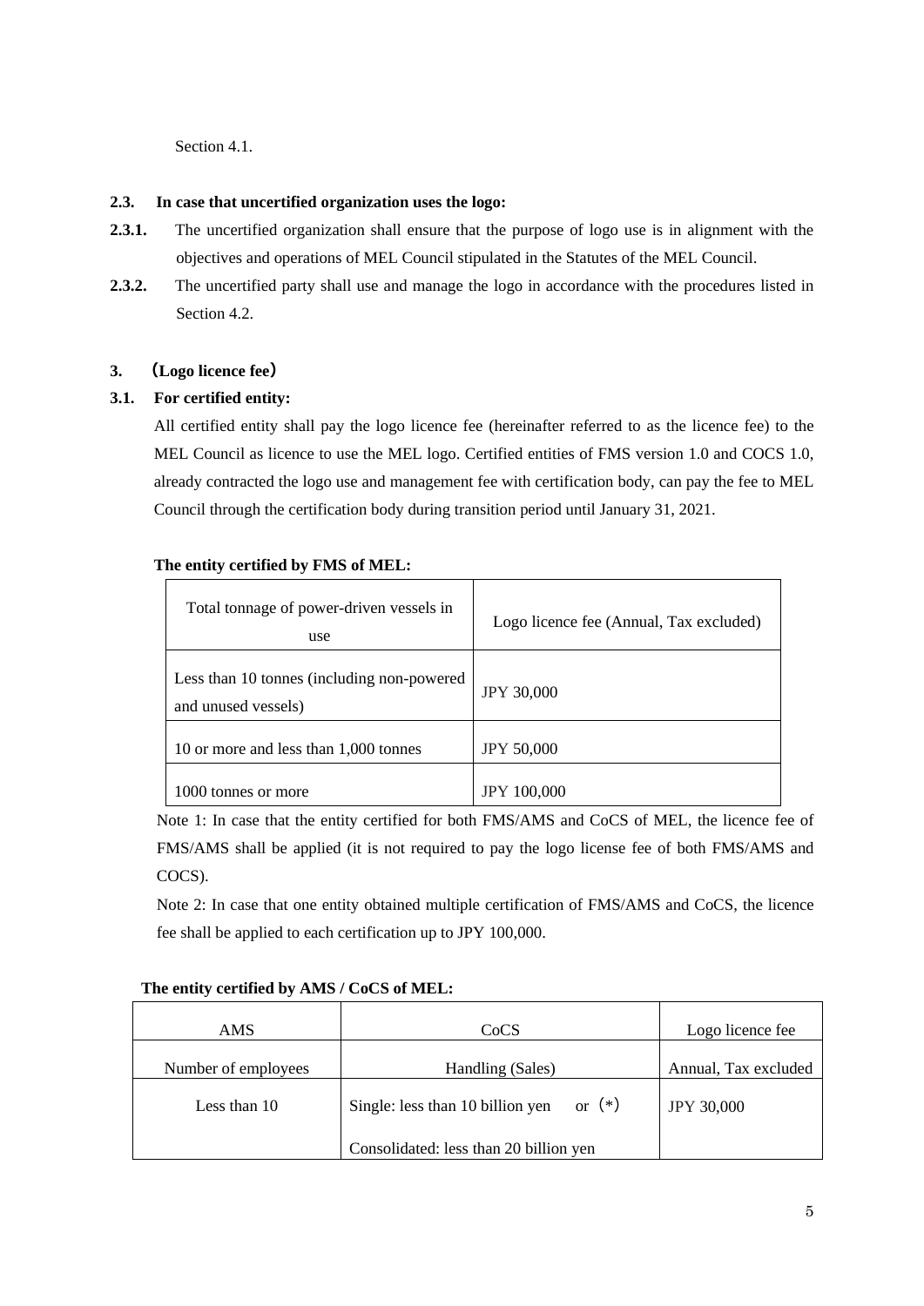Section 4.1.

**2.3. In case that uncertified organization uses the logo:**

**2.3.1.** The uncertified organization shall ensure that the purpose of logo use is in alignment with the objectives and operations of MEL Council stipulated in the Statutes of the MEL Council.

**2.3.2.** The uncertified party shall use and manage the logo in accordance with the procedures listed in Section 4.2.

## 3. （Logo licence fee）

### 3.1. For certified entity:

All certified entity shall pay the logo licence fee (hereinafter referred to as the licence fee) to the MEL Council as licence to use the MEL logo. Certified entities of FMS version 1.0 and COCS 1.0, already contracted the logo use and management fee with certification body, can pay the fee to MEL Council through the certification body during transition period until January 31, 2021.

**The entity certified by FMS of MEL:**

| Total tonnage of power-driven vessels in use | Logo licence fee (Annual, Tax excluded) |
|---|---|
| Less than 10 tonnes (including non-powered and unused vessels) | JPY 30,000 |
| 10 or more and less than 1,000 tonnes | JPY 50,000 |
| 1000 tonnes or more | JPY 100,000 |

Note 1: In case that the entity certified for both FMS/AMS and CoCS of MEL, the licence fee of FMS/AMS shall be applied (it is not required to pay the logo license fee of both FMS/AMS and COCS).

Note 2: In case that one entity obtained multiple certification of FMS/AMS and CoCS, the licence fee shall be applied to each certification up to JPY 100,000.

**The entity certified by AMS / CoCS of MEL:**

| AMS | CoCS | Logo licence fee |
|---|---|---|
| Number of employees | Handling (Sales) | Annual, Tax excluded |
| Less than 10 | Single: less than 10 billion yen or（*）<br>Consolidated: less than 20 billion yen | JPY 30,000 |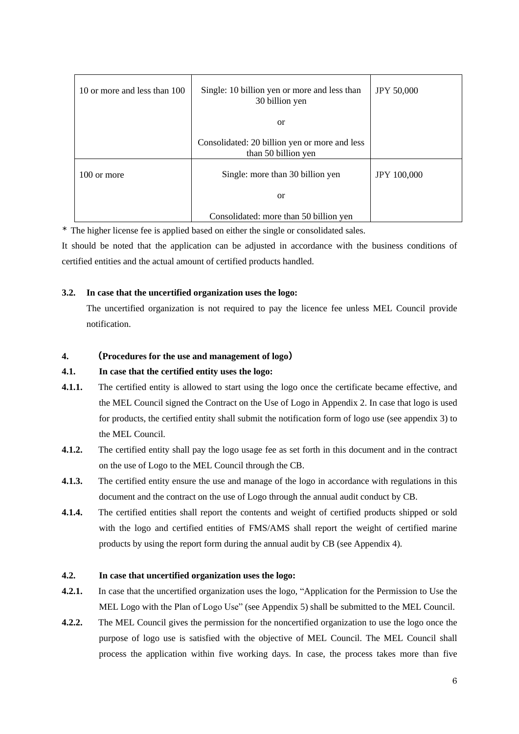| 10 or more and less than 100 | Single: 10 billion yen or more and less than 30 billion yen<br><br>or<br><br>Consolidated: 20 billion yen or more and less than 50 billion yen | JPY 50,000 |
|---|---|---|
| 100 or more | Single: more than 30 billion yen<br><br>or<br><br>Consolidated: more than 50 billion yen | JPY 100,000 |

* The higher license fee is applied based on either the single or consolidated sales.

It should be noted that the application can be adjusted in accordance with the business conditions of certified entities and the actual amount of certified products handled.

**3.2. In case that the uncertified organization uses the logo:**

The uncertified organization is not required to pay the licence fee unless MEL Council provide notification.

**4. （Procedures for the use and management of logo）**

**4.1. In case that the certified entity uses the logo:**

**4.1.1.** The certified entity is allowed to start using the logo once the certificate became effective, and the MEL Council signed the Contract on the Use of Logo in Appendix 2. In case that logo is used for products, the certified entity shall submit the notification form of logo use (see appendix 3) to the MEL Council.

**4.1.2.** The certified entity shall pay the logo usage fee as set forth in this document and in the contract on the use of Logo to the MEL Council through the CB.

**4.1.3.** The certified entity ensure the use and manage of the logo in accordance with regulations in this document and the contract on the use of Logo through the annual audit conduct by CB.

**4.1.4.** The certified entities shall report the contents and weight of certified products shipped or sold with the logo and certified entities of FMS/AMS shall report the weight of certified marine products by using the report form during the annual audit by CB (see Appendix 4).

**4.2. In case that uncertified organization uses the logo:**

**4.2.1.** In case that the uncertified organization uses the logo, "Application for the Permission to Use the MEL Logo with the Plan of Logo Use" (see Appendix 5) shall be submitted to the MEL Council.

**4.2.2.** The MEL Council gives the permission for the noncertified organization to use the logo once the purpose of logo use is satisfied with the objective of MEL Council. The MEL Council shall process the application within five working days. In case, the process takes more than five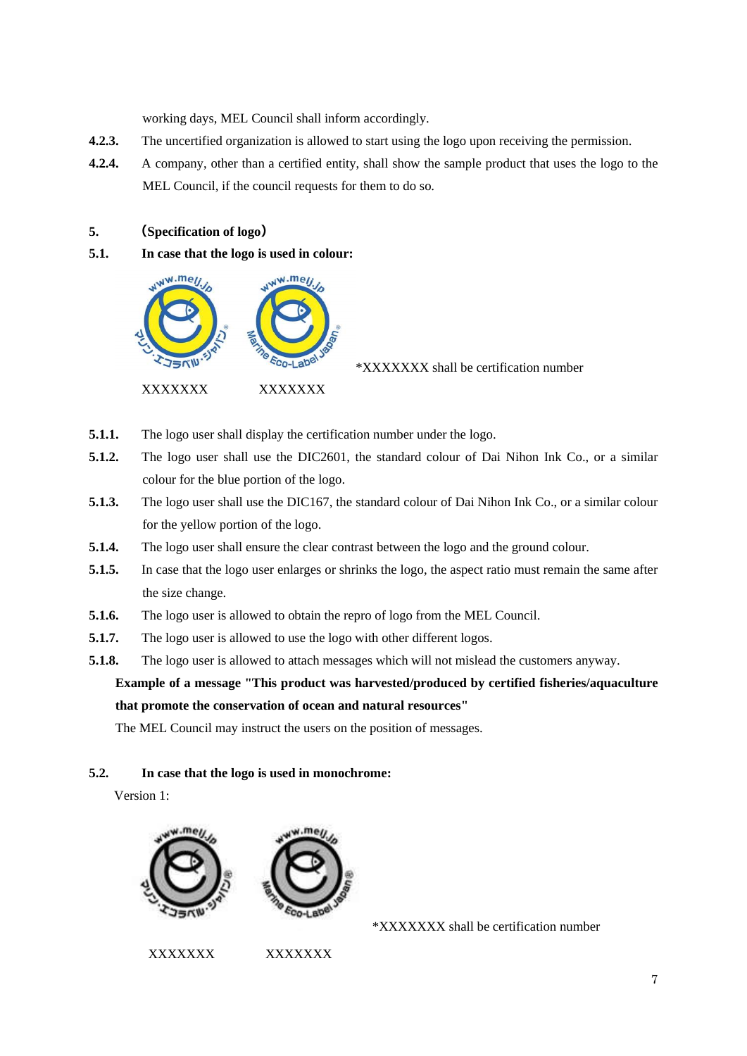working days, MEL Council shall inform accordingly.

**4.2.3.** The uncertified organization is allowed to start using the logo upon receiving the permission.

**4.2.4.** A company, other than a certified entity, shall show the sample product that uses the logo to the MEL Council, if the council requests for them to do so.

## 5. (Specification of logo)

### 5.1. In case that the logo is used in colour:

XXXXXXX XXXXXXX

*XXXXXXX shall be certification number

**5.1.1.** The logo user shall display the certification number under the logo.

**5.1.2.** The logo user shall use the DIC2601, the standard colour of Dai Nihon Ink Co., or a similar colour for the blue portion of the logo.

**5.1.3.** The logo user shall use the DIC167, the standard colour of Dai Nihon Ink Co., or a similar colour for the yellow portion of the logo.

**5.1.4.** The logo user shall ensure the clear contrast between the logo and the ground colour.

**5.1.5.** In case that the logo user enlarges or shrinks the logo, the aspect ratio must remain the same after the size change.

**5.1.6.** The logo user is allowed to obtain the repro of logo from the MEL Council.

**5.1.7.** The logo user is allowed to use the logo with other different logos.

**5.1.8.** The logo user is allowed to attach messages which will not mislead the customers anyway.

**Example of a message "This product was harvested/produced by certified fisheries/aquaculture that promote the conservation of ocean and natural resources"**

The MEL Council may instruct the users on the position of messages.

### 5.2. In case that the logo is used in monochrome:

Version 1:

XXXXXXX XXXXXXX

*XXXXXXX shall be certification number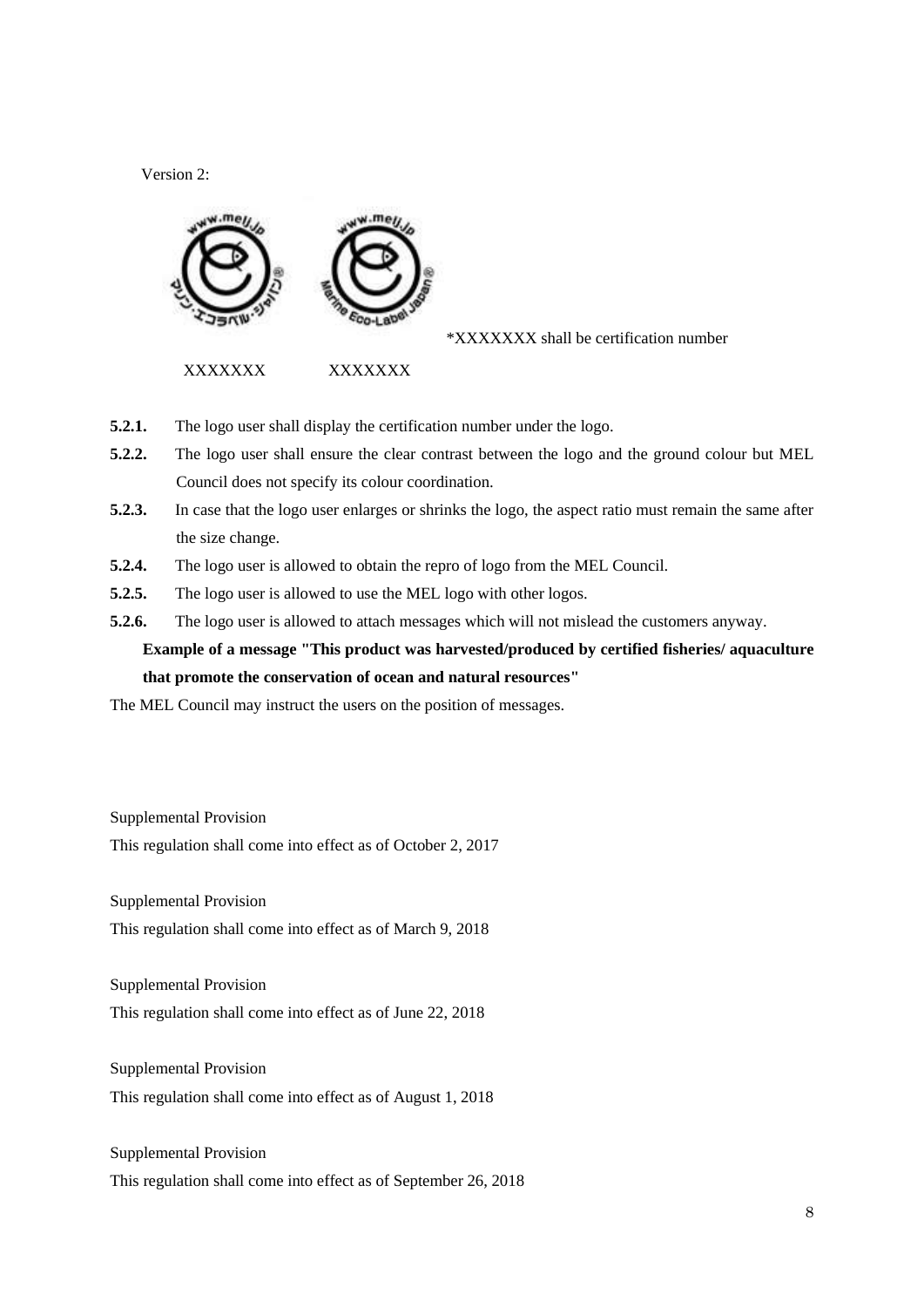Version 2:

*XXXXXXX shall be certification number

XXXXXXX XXXXXXX

**5.2.1.** The logo user shall display the certification number under the logo.

**5.2.2.** The logo user shall ensure the clear contrast between the logo and the ground colour but MEL Council does not specify its colour coordination.

**5.2.3.** In case that the logo user enlarges or shrinks the logo, the aspect ratio must remain the same after the size change.

**5.2.4.** The logo user is allowed to obtain the repro of logo from the MEL Council.

**5.2.5.** The logo user is allowed to use the MEL logo with other logos.

**5.2.6.** The logo user is allowed to attach messages which will not mislead the customers anyway.

**Example of a message "This product was harvested/produced by certified fisheries/ aquaculture that promote the conservation of ocean and natural resources"**

The MEL Council may instruct the users on the position of messages.

Supplemental Provision

This regulation shall come into effect as of October 2, 2017

Supplemental Provision

This regulation shall come into effect as of March 9, 2018

Supplemental Provision

This regulation shall come into effect as of June 22, 2018

Supplemental Provision

This regulation shall come into effect as of August 1, 2018

Supplemental Provision

This regulation shall come into effect as of September 26, 2018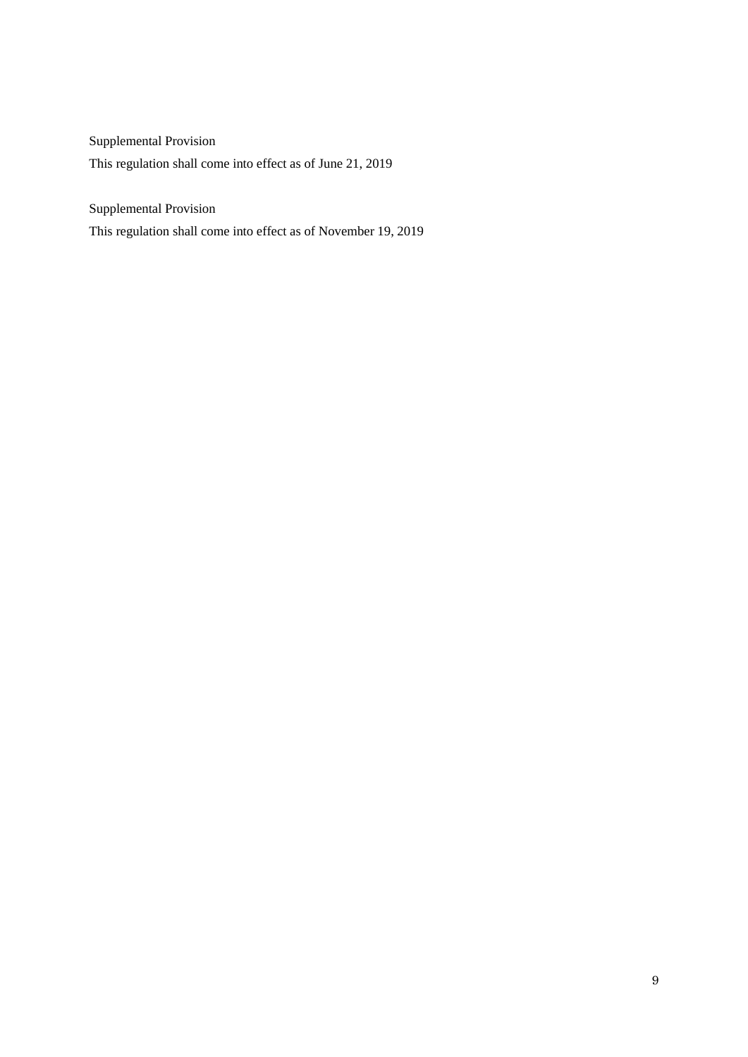Supplemental Provision

This regulation shall come into effect as of June 21, 2019

Supplemental Provision

This regulation shall come into effect as of November 19, 2019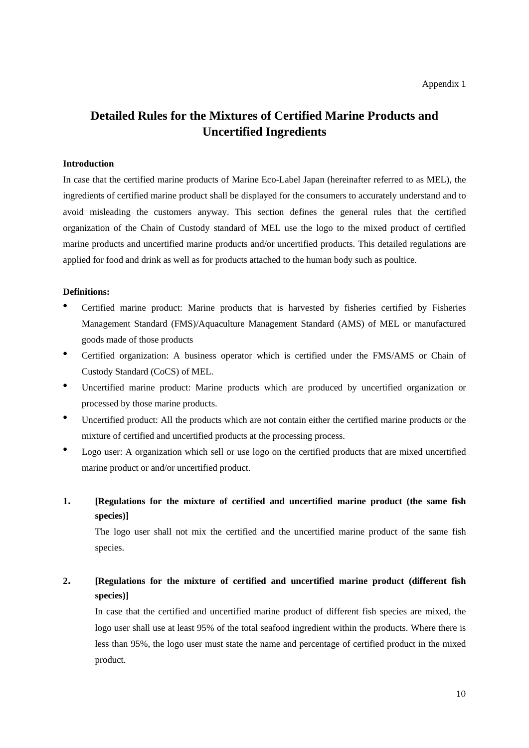Appendix 1

# Detailed Rules for the Mixtures of Certified Marine Products and Uncertified Ingredients

**Introduction**

In case that the certified marine products of Marine Eco-Label Japan (hereinafter referred to as MEL), the ingredients of certified marine product shall be displayed for the consumers to accurately understand and to avoid misleading the customers anyway. This section defines the general rules that the certified organization of the Chain of Custody standard of MEL use the logo to the mixed product of certified marine products and uncertified marine products and/or uncertified products. This detailed regulations are applied for food and drink as well as for products attached to the human body such as poultice.

**Definitions:**

- Certified marine product: Marine products that is harvested by fisheries certified by Fisheries Management Standard (FMS)/Aquaculture Management Standard (AMS) of MEL or manufactured goods made of those products
- Certified organization: A business operator which is certified under the FMS/AMS or Chain of Custody Standard (CoCS) of MEL.
- Uncertified marine product: Marine products which are produced by uncertified organization or processed by those marine products.
- Uncertified product: All the products which are not contain either the certified marine products or the mixture of certified and uncertified products at the processing process.
- Logo user: A organization which sell or use logo on the certified products that are mixed uncertified marine product or and/or uncertified product.

**1. [Regulations for the mixture of certified and uncertified marine product (the same fish species)]**

The logo user shall not mix the certified and the uncertified marine product of the same fish species.

**2. [Regulations for the mixture of certified and uncertified marine product (different fish species)]**

In case that the certified and uncertified marine product of different fish species are mixed, the logo user shall use at least 95% of the total seafood ingredient within the products. Where there is less than 95%, the logo user must state the name and percentage of certified product in the mixed product.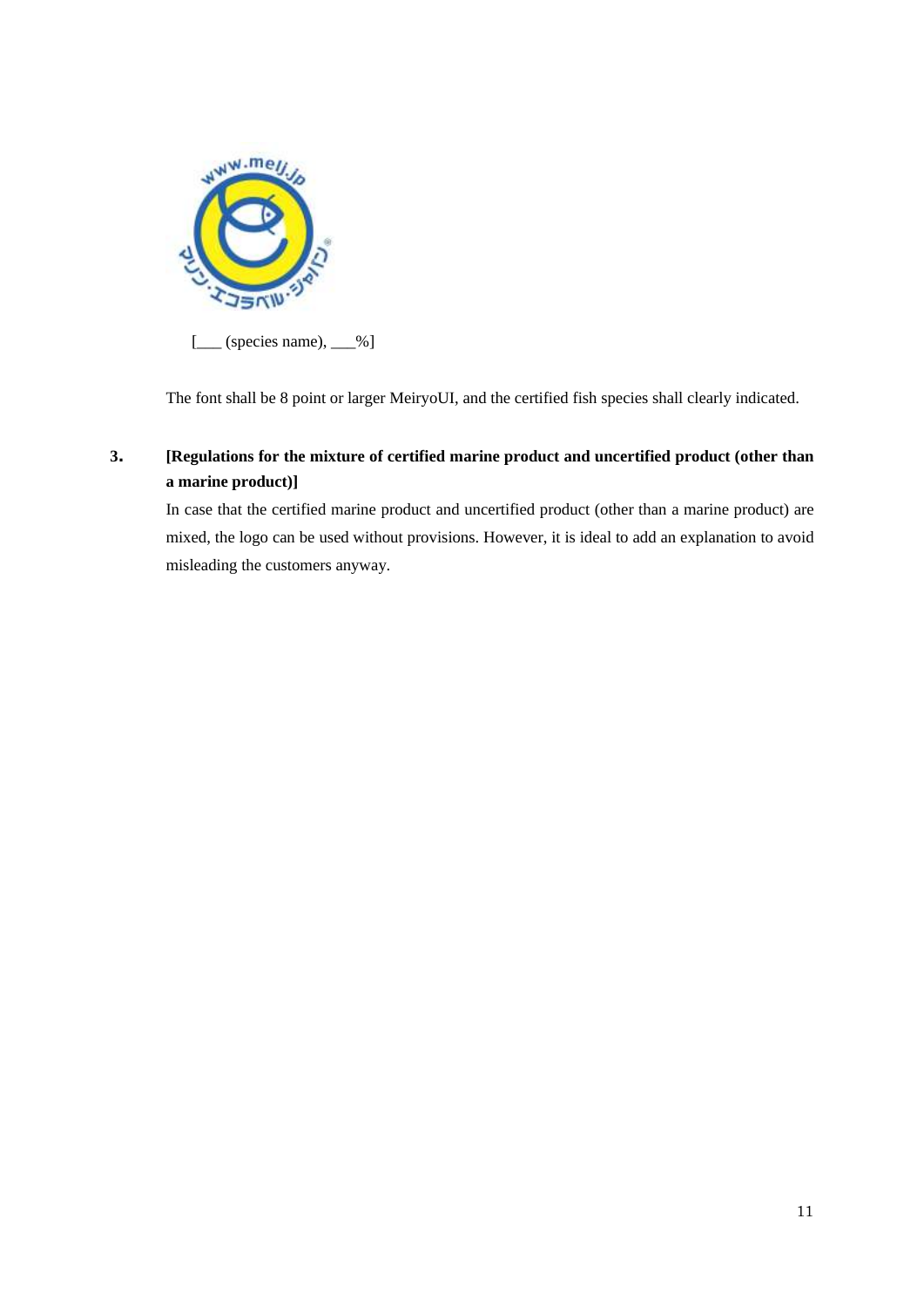[___ (species name), ___%]

The font shall be 8 point or larger MeiryoUI, and the certified fish species shall clearly indicated.

3. **[Regulations for the mixture of certified marine product and uncertified product (other than a marine product)]**

In case that the certified marine product and uncertified product (other than a marine product) are mixed, the logo can be used without provisions. However, it is ideal to add an explanation to avoid misleading the customers anyway.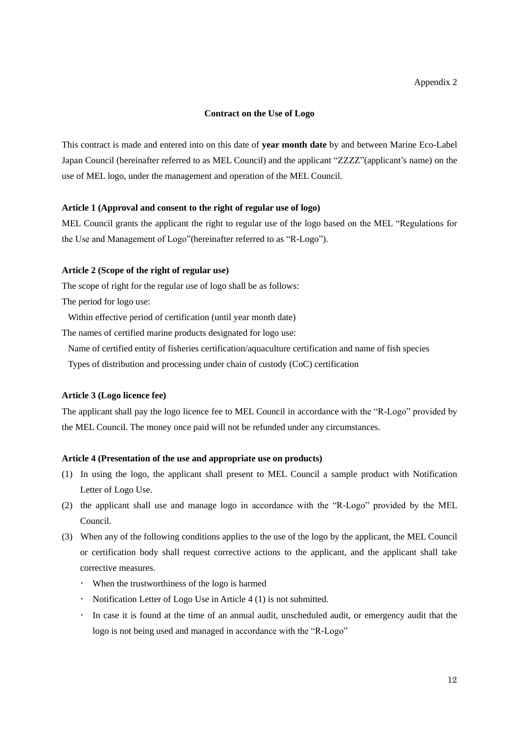Appendix 2

**Contract on the Use of Logo**

This contract is made and entered into on this date of **year month date** by and between Marine Eco-Label Japan Council (hereinafter referred to as MEL Council) and the applicant “ZZZZ”(applicant’s name) on the use of MEL logo, under the management and operation of the MEL Council.

**Article 1 (Approval and consent to the right of regular use of logo)**

MEL Council grants the applicant the right to regular use of the logo based on the MEL “Regulations for the Use and Management of Logo”(hereinafter referred to as “R-Logo”).

**Article 2 (Scope of the right of regular use)**

The scope of right for the regular use of logo shall be as follows:

The period for logo use:

Within effective period of certification (until year month date)

The names of certified marine products designated for logo use:

Name of certified entity of fisheries certification/aquaculture certification and name of fish species

Types of distribution and processing under chain of custody (CoC) certification

**Article 3 (Logo licence fee)**

The applicant shall pay the logo licence fee to MEL Council in accordance with the “R-Logo” provided by the MEL Council. The money once paid will not be refunded under any circumstances.

**Article 4 (Presentation of the use and appropriate use on products)**

(1) In using the logo, the applicant shall present to MEL Council a sample product with Notification Letter of Logo Use.

(2) the applicant shall use and manage logo in accordance with the “R-Logo” provided by the MEL Council.

(3) When any of the following conditions applies to the use of the logo by the applicant, the MEL Council or certification body shall request corrective actions to the applicant, and the applicant shall take corrective measures.

- When the trustworthiness of the logo is harmed
- Notification Letter of Logo Use in Article 4 (1) is not submitted.
- In case it is found at the time of an annual audit, unscheduled audit, or emergency audit that the logo is not being used and managed in accordance with the “R-Logo”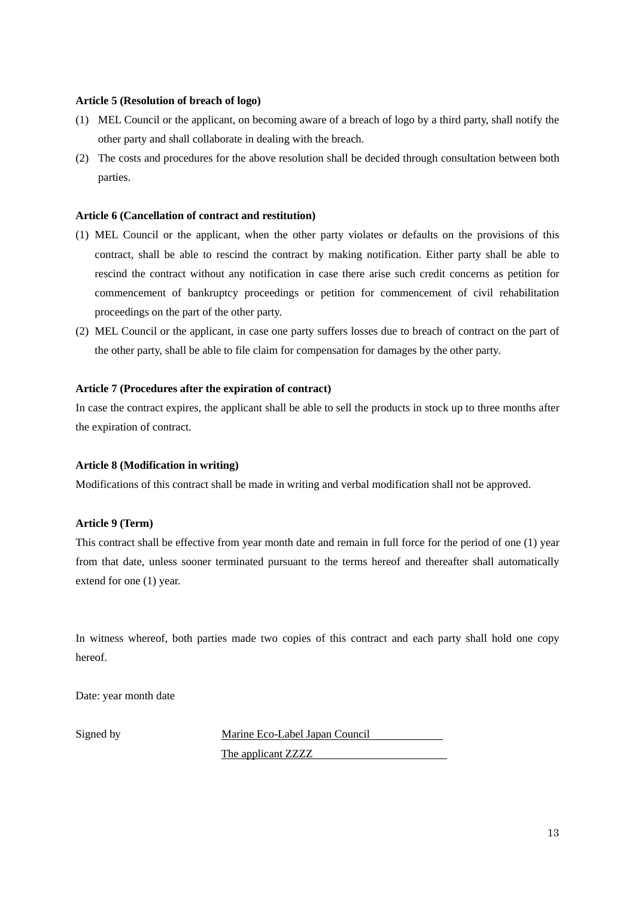**Article 5 (Resolution of breach of logo)**

(1) MEL Council or the applicant, on becoming aware of a breach of logo by a third party, shall notify the other party and shall collaborate in dealing with the breach.

(2) The costs and procedures for the above resolution shall be decided through consultation between both parties.

**Article 6 (Cancellation of contract and restitution)**

(1) MEL Council or the applicant, when the other party violates or defaults on the provisions of this contract, shall be able to rescind the contract by making notification. Either party shall be able to rescind the contract without any notification in case there arise such credit concerns as petition for commencement of bankruptcy proceedings or petition for commencement of civil rehabilitation proceedings on the part of the other party.

(2) MEL Council or the applicant, in case one party suffers losses due to breach of contract on the part of the other party, shall be able to file claim for compensation for damages by the other party.

**Article 7 (Procedures after the expiration of contract)**

In case the contract expires, the applicant shall be able to sell the products in stock up to three months after the expiration of contract.

**Article 8 (Modification in writing)**

Modifications of this contract shall be made in writing and verbal modification shall not be approved.

**Article 9 (Term)**

This contract shall be effective from year month date and remain in full force for the period of one (1) year from that date, unless sooner terminated pursuant to the terms hereof and thereafter shall automatically extend for one (1) year.

In witness whereof, both parties made two copies of this contract and each party shall hold one copy hereof.

Date: year month date

Signed by Marine Eco-Label Japan Council

The applicant ZZZZ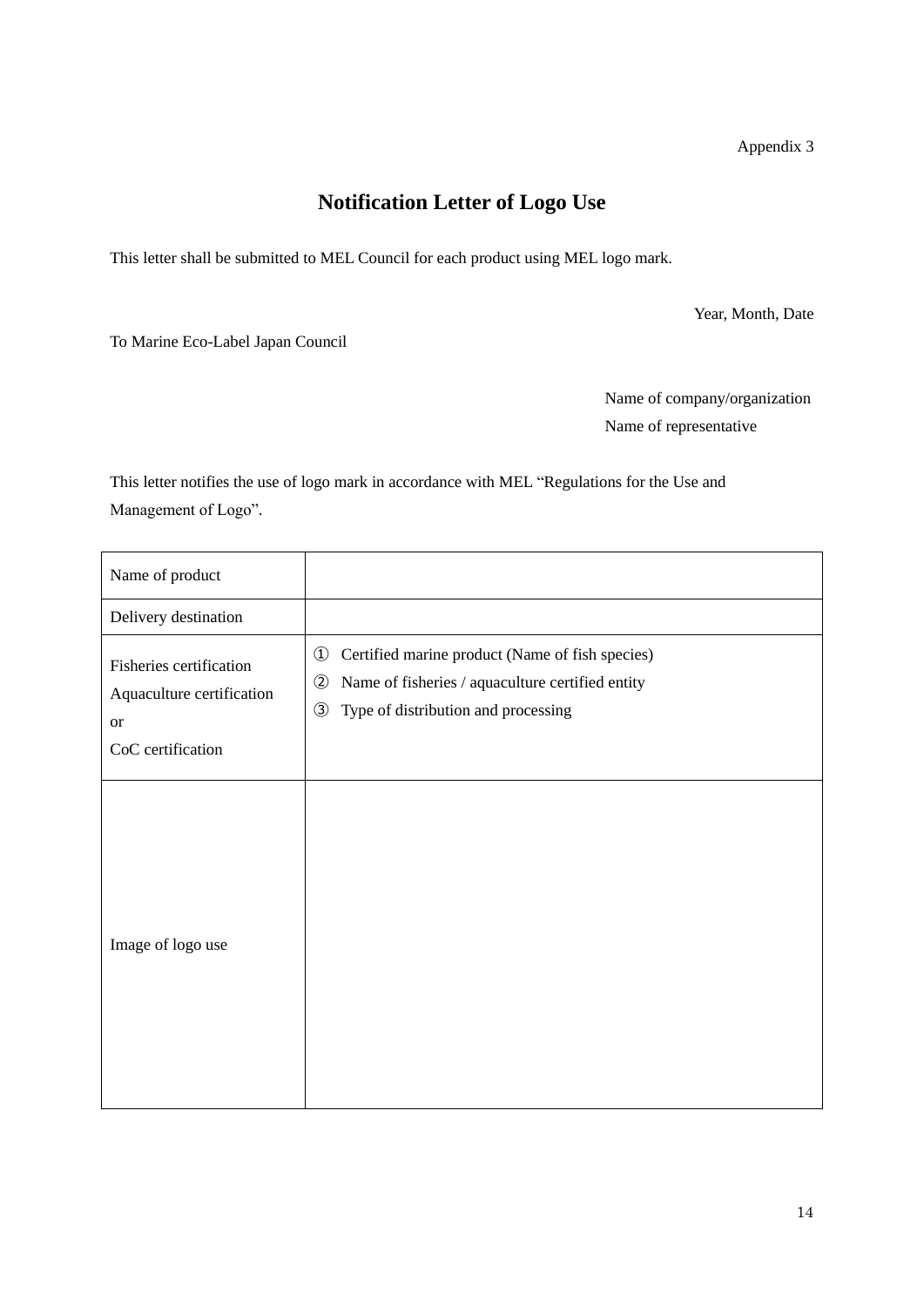Appendix 3

# Notification Letter of Logo Use

This letter shall be submitted to MEL Council for each product using MEL logo mark.

Year, Month, Date

To Marine Eco-Label Japan Council

Name of company/organization
Name of representative

This letter notifies the use of logo mark in accordance with MEL “Regulations for the Use and Management of Logo”.

| Name of product | |
|---|---|
| Delivery destination | |
| Fisheries certification<br>Aquaculture certification<br>or<br>CoC certification | ① Certified marine product (Name of fish species)<br>② Name of fisheries / aquaculture certified entity<br>③ Type of distribution and processing |
| Image of logo use | |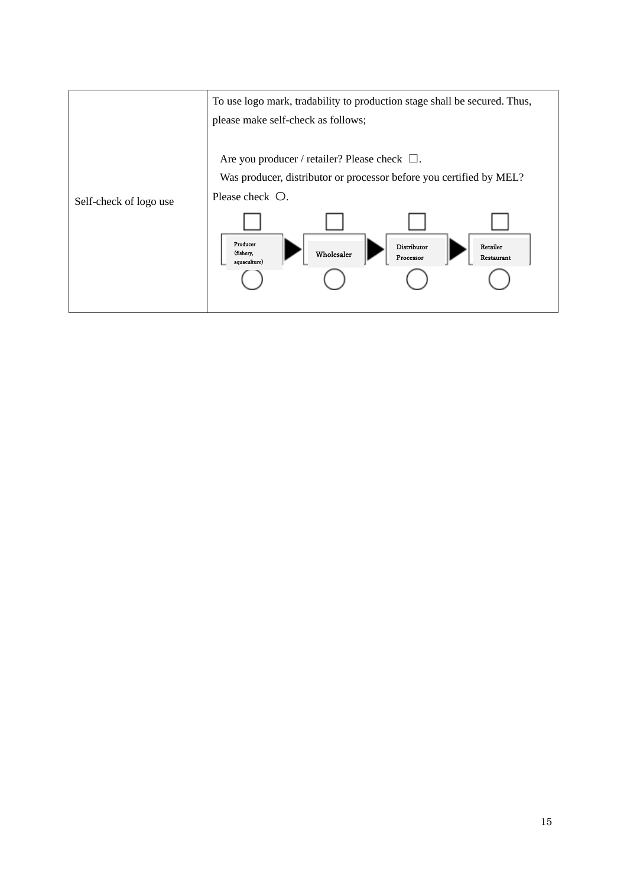| Self-check of logo use | To use logo mark, tradability to production stage shall be secured. Thus, please make self-check as follows;<br><br>Are you producer / retailer? Please check □.<br>Was producer, distributor or processor before you certified by MEL? Please check ○.<br><br>□ Producer (fishery, aquaculture) ○ ▶ □ Wholesaler ○ ▶ □ Distributor Processor ○ ▶ □ Retailer Restaurant ○ |
|---|---|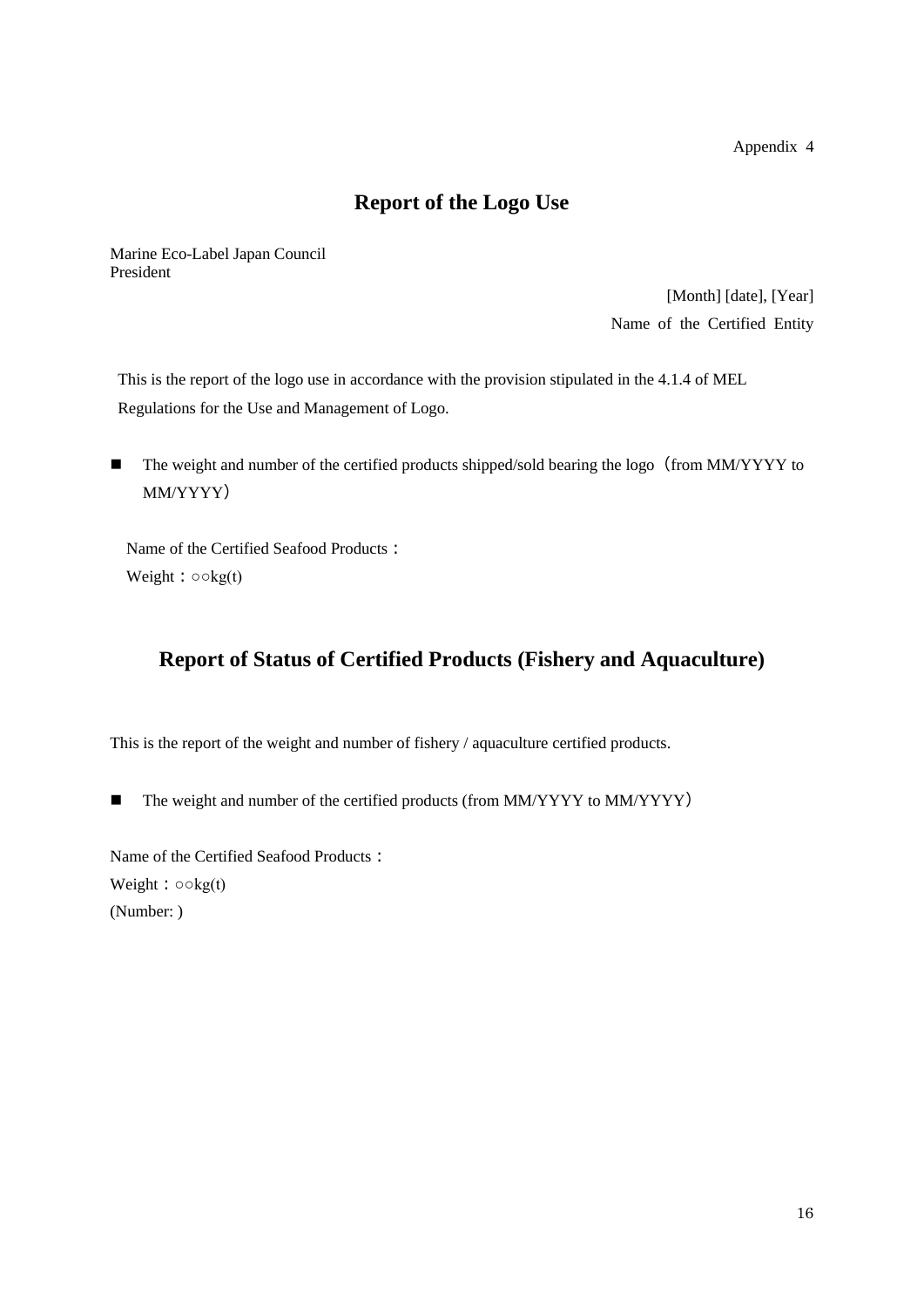Appendix 4

# Report of the Logo Use

Marine Eco-Label Japan Council
President

[Month] [date], [Year]
Name of the Certified Entity

This is the report of the logo use in accordance with the provision stipulated in the 4.1.4 of MEL Regulations for the Use and Management of Logo.

- The weight and number of the certified products shipped/sold bearing the logo（from MM/YYYY to MM/YYYY）

Name of the Certified Seafood Products：
Weight：○○kg(t)

# Report of Status of Certified Products (Fishery and Aquaculture)

This is the report of the weight and number of fishery / aquaculture certified products.

- The weight and number of the certified products (from MM/YYYY to MM/YYYY）

Name of the Certified Seafood Products：
Weight：○○kg(t)
(Number: )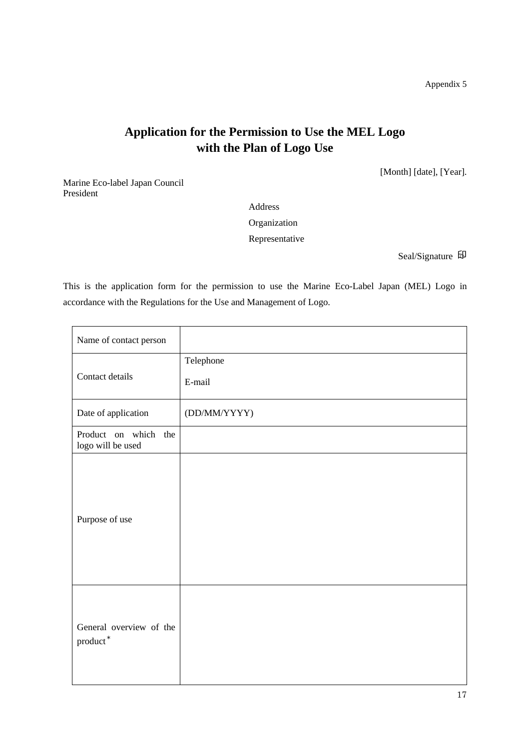Appendix 5

# Application for the Permission to Use the MEL Logo with the Plan of Logo Use

[Month] [date], [Year].

Marine Eco-label Japan Council
President

Address

Organization

Representative

Seal/Signature 印

This is the application form for the permission to use the Marine Eco-Label Japan (MEL) Logo in accordance with the Regulations for the Use and Management of Logo.

| Name of contact person | |
|---|---|
| Contact details | Telephone<br>E-mail |
| Date of application | (DD/MM/YYYY) |
| Product on which the logo will be used | |
| Purpose of use | |
| General overview of the product* | |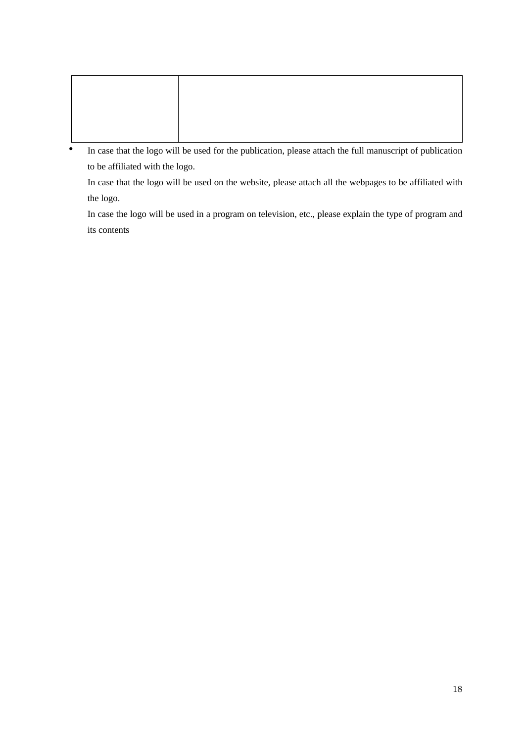| | |
|---|---|
| | |

- In case that the logo will be used for the publication, please attach the full manuscript of publication to be affiliated with the logo.

  In case that the logo will be used on the website, please attach all the webpages to be affiliated with the logo.

  In case the logo will be used in a program on television, etc., please explain the type of program and its contents